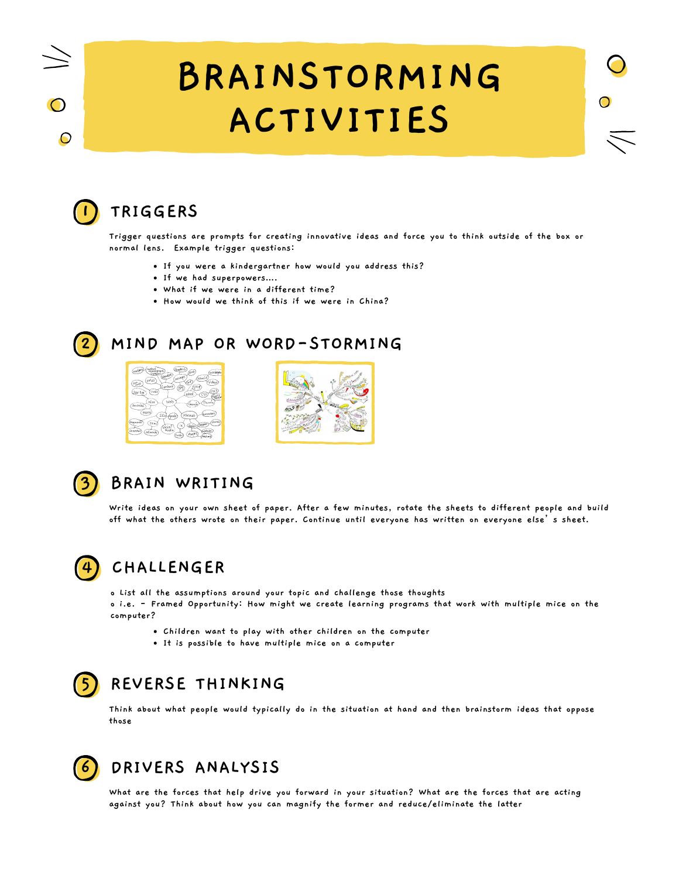# BRAINSTORMING ACTIVITIES

## 1 TRIGGERS

Trigger questions are prompts for creating innovative ideas and force you to think outside of the box or normal lens. Example trigger questions:

- If you were a kindergartner how would you address this?
- If we had superpowers....
- What if we were in a different time?
- How would we think of this if we were in China?

## 2 MIND MAP OR WORD-STORMING

## 3 BRAIN WRITING

Write ideas on your own sheet of paper. After a few minutes, rotate the sheets to different people and build off what the others wrote on their paper. Continue until everyone has written on everyone else's sheet.

## 4 CHALLENGER

- List all the assumptions around your topic and challenge those thoughts
- i.e. - Framed Opportunity: How might we create learning programs that work with multiple mice on the computer?
    - Children want to play with other children on the computer
    - It is possible to have multiple mice on a computer

## 5 REVERSE THINKING

Think about what people would typically do in the situation at hand and then brainstorm ideas that oppose those

## 6 DRIVERS ANALYSIS

What are the forces that help drive you forward in your situation? What are the forces that are acting against you? Think about how you can magnify the former and reduce/eliminate the latter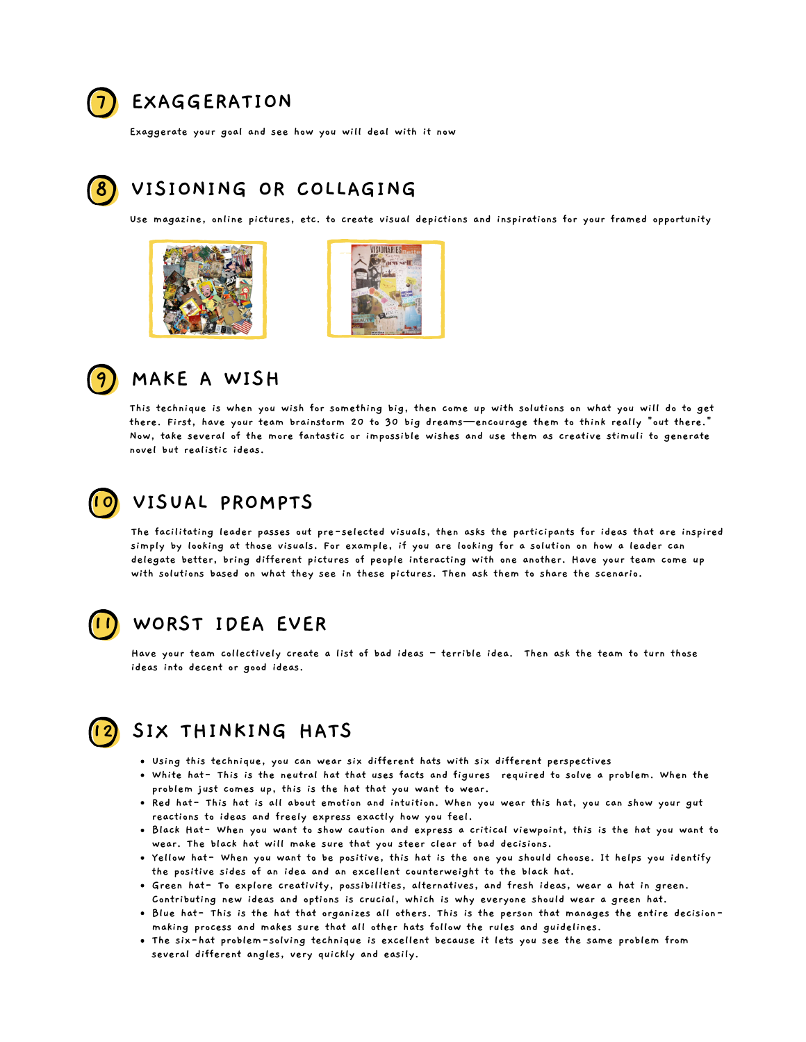## 7 EXAGGERATION

Exaggerate your goal and see how you will deal with it now

## 8 VISIONING OR COLLAGING

Use magazine, online pictures, etc. to create visual depictions and inspirations for your framed opportunity

## 9 MAKE A WISH

This technique is when you wish for something big, then come up with solutions on what you will do to get there. First, have your team brainstorm 20 to 30 big dreams—encourage them to think really "out there." Now, take several of the more fantastic or impossible wishes and use them as creative stimuli to generate novel but realistic ideas.

## 10 VISUAL PROMPTS

The facilitating leader passes out pre-selected visuals, then asks the participants for ideas that are inspired simply by looking at those visuals. For example, if you are looking for a solution on how a leader can delegate better, bring different pictures of people interacting with one another. Have your team come up with solutions based on what they see in these pictures. Then ask them to share the scenario.

## 11 WORST IDEA EVER

Have your team collectively create a list of bad ideas - terrible idea. Then ask the team to turn those ideas into decent or good ideas.

## 12 SIX THINKING HATS

- Using this technique, you can wear six different hats with six different perspectives
- White hat- This is the neutral hat that uses facts and figures required to solve a problem. When the problem just comes up, this is the hat that you want to wear.
- Red hat- This hat is all about emotion and intuition. When you wear this hat, you can show your gut reactions to ideas and freely express exactly how you feel.
- Black Hat- When you want to show caution and express a critical viewpoint, this is the hat you want to wear. The black hat will make sure that you steer clear of bad decisions.
- Yellow hat- When you want to be positive, this hat is the one you should choose. It helps you identify the positive sides of an idea and an excellent counterweight to the black hat.
- Green hat- To explore creativity, possibilities, alternatives, and fresh ideas, wear a hat in green. Contributing new ideas and options is crucial, which is why everyone should wear a green hat.
- Blue hat- This is the hat that organizes all others. This is the person that manages the entire decision-making process and makes sure that all other hats follow the rules and guidelines.
- The six-hat problem-solving technique is excellent because it lets you see the same problem from several different angles, very quickly and easily.